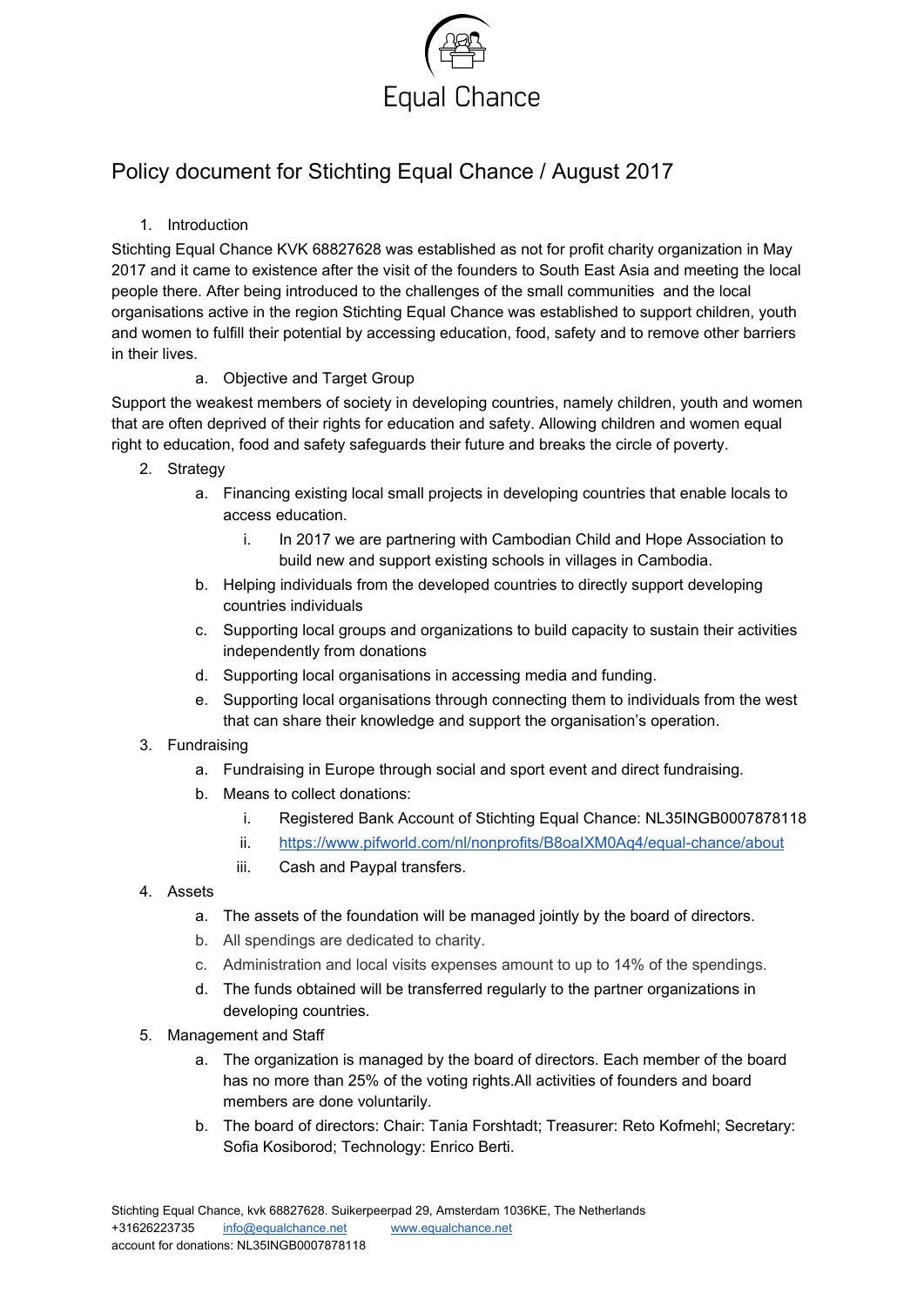Equal Chance

# Policy document for Stichting Equal Chance / August 2017

1. Introduction

Stichting Equal Chance KVK 68827628 was established as not for profit charity organization in May 2017 and it came to existence after the visit of the founders to South East Asia and meeting the local people there. After being introduced to the challenges of the small communities and the local organisations active in the region Stichting Equal Chance was established to support children, youth and women to fulfill their potential by accessing education, food, safety and to remove other barriers in their lives.

   a. Objective and Target Group

Support the weakest members of society in developing countries, namely children, youth and women that are often deprived of their rights for education and safety. Allowing children and women equal right to education, food and safety safeguards their future and breaks the circle of poverty.

2. Strategy
   a. Financing existing local small projects in developing countries that enable locals to access education.
      i. In 2017 we are partnering with Cambodian Child and Hope Association to build new and support existing schools in villages in Cambodia.
   b. Helping individuals from the developed countries to directly support developing countries individuals
   c. Supporting local groups and organizations to build capacity to sustain their activities independently from donations
   d. Supporting local organisations in accessing media and funding.
   e. Supporting local organisations through connecting them to individuals from the west that can share their knowledge and support the organisation's operation.
3. Fundraising
   a. Fundraising in Europe through social and sport event and direct fundraising.
   b. Means to collect donations:
      i. Registered Bank Account of Stichting Equal Chance: NL35INGB0007878118
      ii. https://www.pifworld.com/nl/nonprofits/B8oaIXM0Aq4/equal-chance/about
      iii. Cash and Paypal transfers.
4. Assets
   a. The assets of the foundation will be managed jointly by the board of directors.
   b. All spendings are dedicated to charity.
   c. Administration and local visits expenses amount to up to 14% of the spendings.
   d. The funds obtained will be transferred regularly to the partner organizations in developing countries.
5. Management and Staff
   a. The organization is managed by the board of directors. Each member of the board has no more than 25% of the voting rights.All activities of founders and board members are done voluntarily.
   b. The board of directors: Chair: Tania Forshtadt; Treasurer: Reto Kofmehl; Secretary: Sofia Kosiborod; Technology: Enrico Berti.

Stichting Equal Chance, kvk 68827628. Suikerpeerpad 29, Amsterdam 1036KE, The Netherlands
+31626223735 info@equalchance.net www.equalchance.net
account for donations: NL35INGB0007878118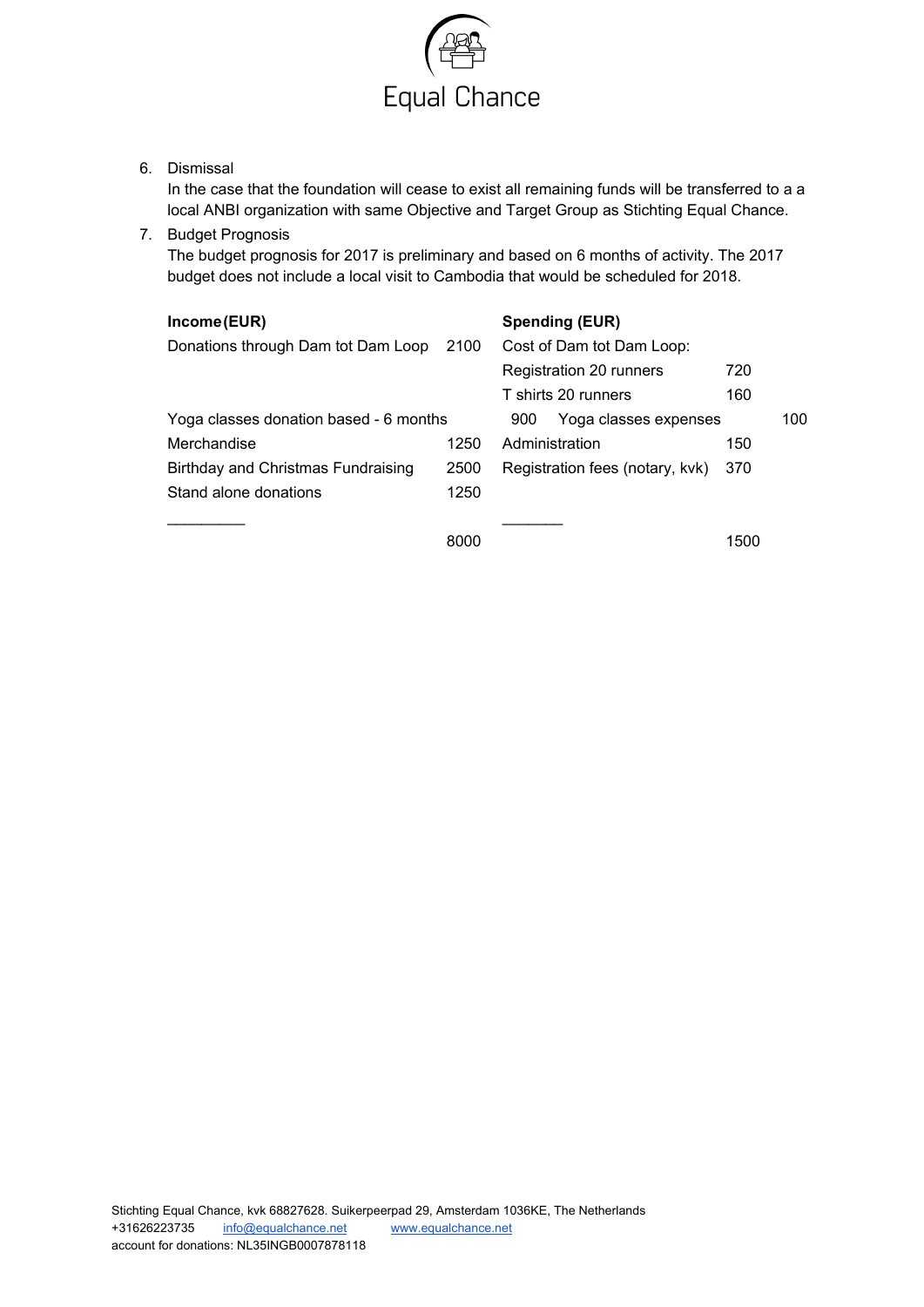6. Dismissal

   In the case that the foundation will cease to exist all remaining funds will be transferred to a a local ANBI organization with same Objective and Target Group as Stichting Equal Chance.

7. Budget Prognosis

   The budget prognosis for 2017 is preliminary and based on 6 months of activity. The 2017 budget does not include a local visit to Cambodia that would be scheduled for 2018.

| **Income (EUR)** | | **Spending (EUR)** | |
|---|---|---|---|
| Donations through Dam tot Dam Loop | 2100 | Cost of Dam tot Dam Loop: | |
| | | Registration 20 runners | 720 |
| | | T shirts 20 runners | 160 |
| Yoga classes donation based - 6 months | 900 | Yoga classes expenses | 100 |
| Merchandise | 1250 | Administration | 150 |
| Birthday and Christmas Fundraising | 2500 | Registration fees (notary, kvk) | 370 |
| Stand alone donations | 1250 | | |
| | 8000 | | 1500 |